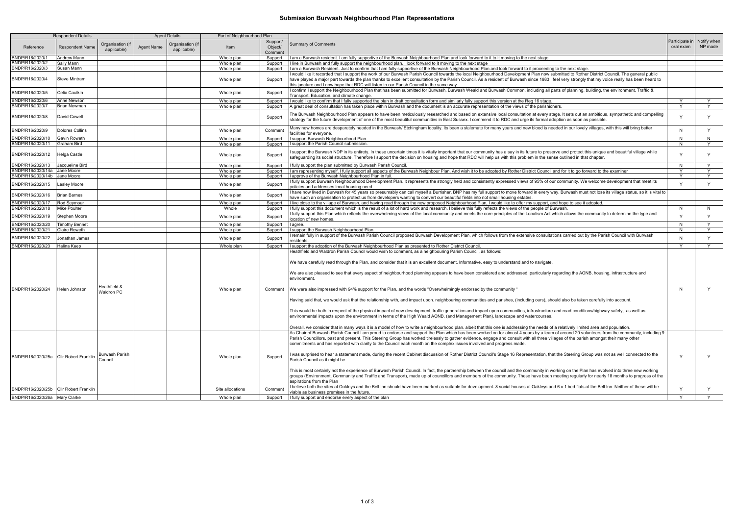# Submission Burwash Neighbourhood Plan Representations

| Respondent Details | | | Agent Details | | Part of Neighbourhood Plan | | | | |
|---|---|---|---|---|---|---|---|---|---|
| Reference | Respondent Name | Organisation (if applicable) | Agent Name | Organisation (if applicable) | Item | Support/ Object/ Comment | Summary of Comments | Participate in oral exam | Notify when NP made |
| BNDP/R16/2020/1 | Andrew Mann | | | | Whole plan | Support | I am a Burwash resident. I am fully supportive of the Burwash Neighbourhood Plan and look forward to it to it moving to the next stage | | |
| BNDP/R16/2020/2 | Sally Mann | | | | Whole plan | Support | I live in Burwash and fully support the neighbourhood plan. I look forward to it moving to the next stage | | |
| BNDP/R16/2020/3 | Susan Mann | | | | Whole plan | Support | I am a Burwash Resident. Just to confirm that I am fully supportive of the Burwash Neighbourhood Plan and look forward to it proceeding to the next stage. | | |
| BNDP/R16/2020/4 | Steve Mintram | | | | Whole plan | Support | I would like it recorded that I support the work of our Burwash Parish Council towards the local Neighbourhood Development Plan now submitted to Rother District Council. The general public have played a major part towards the plan thanks to excellent consultation by the Parish Council. As a resident of Burwash since 1983 I feel very strongly that my voice really has been heard to this juncture and I now hope that RDC will listen to our Parish Council in the same way. | | |
| BNDP/R16/2020/5 | Celia Caulkin | | | | Whole plan | Support | I confirm I support the Neighbourhood Plan that has been submitted for Burwash, Burwash Weald and Burwash Common, including all parts of planning, building, the environment, Traffic & Transport, Education, and climate change. | | |
| BNDP/R16/2020/6 | Anne Newson | | | | Whole plan | Support | I would like to confirm that I fully supported the plan in draft consultation form and similarly fully support this version at the Reg 16 stage. | Y | Y |
| BNDP/R16/2020/7 | Brian Newman | | | | Whole plan | Support | A great deal of consultation has taken place within Burwash and the document is an accurate representation of the views of the parishioners. | Y | Y |
| BNDP/R16/2020/8 | David Cowell | | | | | Support | The Burwash Neighbourhood Plan appears to have been meticulously researched and based on extensive local consultation at every stage. It sets out an ambitious, sympathetic and compelling strategy for the future development of one of the most beautiful communities in East Sussex. I commend it to RDC and urge its formal adoption as soon as possible. | Y | Y |
| BNDP/R16/2020/9 | Dolores Collins | | | | Whole plan | Comment | Many new homes are desparately needed in the Burwash/ Etchingham locality. Its been a stalemate for many years and new blood is needed in our lovely villages, with this will bring better facilities for everyone. | N | Y |
| BNDP/R16/2020/10 | Gavin Roweth | | | | Whole plan | Support | I support Burwash Neighbourhood Plan. | N | N |
| BNDP/R16/2020/11 | Graham Bird | | | | Whole plan | Support | I support the Parish Council submission. | N | Y |
| BNDP/R16/2020/12 | Helga Castle | | | | Whole plan | Support | I support the Burwash NDP in its entirety. In these uncertain times it is vitally important that our community has a say in its future to preserve and protect this unique and beautiful village while safeguarding its social structure. Therefore I support the decision on housing and hope that RDC will help us with this problem in the sense outlined in that chapter. | Y | Y |
| BNDP/R16/2020/13 | Jacqueline Bird | | | | Whole plan | Support | I fully support the plan submitted by Burwash Parish Council. | N | Y |
| BNDP/R16/2020/14a | Jane Moore | | | | Whole plan | Support | I am representing myself. I fully support all aspects of the Burwash Neighbour Plan. And wish it to be adopted by Rother District Council and for it to go forward to the examiner | Y | Y |
| BNDP/R16/2020/14b | Jane Moore | | | | Whole plan | Support | I approve of the Burwash Neighbourhood Plan in full. | Y | Y |
| BNDP/R16/2020/15 | Lesley Moore | | | | Whole plan | Support | I fully support Burwash Neighbourhood Development Plan. It represents the strongly held and consistently expressed views of 95% of our community. We welcome development that meets its policies and addresses local housing need. | Y | Y |
| BNDP/R16/2020/16 | Brian Barnes | | | | Whole plan | Support | I have now lived in Burwash for 45 years so presumably can call myself a Burrisher. BNP has my full support to move forward in every way. Burwash must not lose its village status, so it is vital to have such an organisation to protect us from developers wanting to convert our beautiful fields into not small housing estates. | | |
| BNDP/R16/2020/17 | Rod Seymour | | | | Whole plan | Support | I live close to the village of Burwash, and having read through the new proposed Neighbourhood Plan, I would like to offer my support, and hope to see it adopted. | | |
| BNDP/R16/2020/18 | Mike Poulter | | | | Whole | Support | I fully support this document which is the result of a lot of hard work and research. I believe this fully reflects the views of the people of Burwash. | N | N |
| BNDP/R16/2020/19 | Stephen Moore | | | | Whole plan | Support | I fully support this Plan which reflects the overwhelming views of the local community and meets the core principles of the Localism Act which allows the community to determine the type and location of new homes. | Y | Y |
| BNDP/R16/2020/20 | Timothy Bennet | | | | Whole plan | Support | I agree. | N | Y |
| BNDP/R16/2020/21 | Claire Roweth | | | | Whole plan | Support | I support the Burwash Neighbourhood Plan. | N | Y |
| BNDP/R16/2020/22 | Jonathan James | | | | Whole plan | Support | I remain fully in support of the Burwash Parish Council proposed Burwash Development Plan, which follows from the extensive consultations carried out by the Parish Council with Burwash residents. | N | Y |
| BNDP/R16/2020/23 | Halina Keep | | | | Whole plan | Support | I support the adoption of the Burwash Neighbourhood Plan as presented to Rother District Council. | Y | Y |
| BNDP/R16/2020/24 | Helen Johnson | Heathfield & Waldron PC | | | Whole plan | Comment | Heathfield and Waldron Parish Council would wish to comment, as a neighbouring Parish Council, as follows:<br><br>We have carefully read through the Plan, and consider that it is an excellent document. Informative, easy to understand and to navigate.<br><br>We are also pleased to see that every aspect of neighbourhood planning appears to have been considered and addressed, particularly regarding the AONB, housing, infrastructure and environment.<br><br>We were also impressed with 94% support for the Plan, and the words "Overwhelmingly endorsed by the community "<br><br>Having said that, we would ask that the relationship with, and impact upon. neighbouring communities and parishes, (including ours), should also be taken carefully into account.<br><br>This would be both in respect of the physical impact of new development, traffic generation and impact upon communities, infrastructure and road conditions/highway safety, as well as environmental impacts upon the environment in terms of the High Weald AONB, (and Management Plan), landscape and watercourses.<br><br>Overall, we consider that in many ways it is a model of how to write a neighbourhood plan, albeit that this one is addressing the needs of a relatively limited area and population. | N | Y |
| BNDP/R16/2020/25a | Cllr Robert Franklin | Burwash Parish Council | | | Whole plan | Support | As Chair of Burwash Parish Council I am proud to endorse and support the Plan which has been worked on for almost 4 years by a team of around 20 volunteers from the community, including 9 Parish Councillors, past and present. This Steering Group has worked tirelessly to gather evidence, engage and consult with all three villages of the parish amongst their many other commitments and has reported with clarity to the Council each month on the complex issues involved and progress made.<br><br>I was surprised to hear a statement made, during the recent Cabinet discussion of Rother District Council's Stage 16 Representation, that the Steering Group was not as well connected to the Parish Council as it might be.<br><br>This is most certainly not the experience of Burwash Parish Council. In fact, the partnership between the council and the community in working on the Plan has evolved into three new working groups (Environment, Community and Traffic and Transport), made up of councillors and members of the community. These have been meeting regularly for nearly 18 months to progress of the aspirations from the Plan | Y | Y |
| BNDP/R16/2020/25b | Cllr Robert Franklin | | | | Site allocations | Comment | I believe both the sites at Oakleys and the Bell Inn should have been marked as suitable for development. 8 social houses at Oakleys and 6 x 1 bed flats at the Bell Inn. Neither of these will be viable as business premises in the future. | Y | Y |
| BNDP/R16/2020/26a | Mary Clarke | | | | Whole plan | Support | I fully support and endorse every aspect of the plan | Y | Y |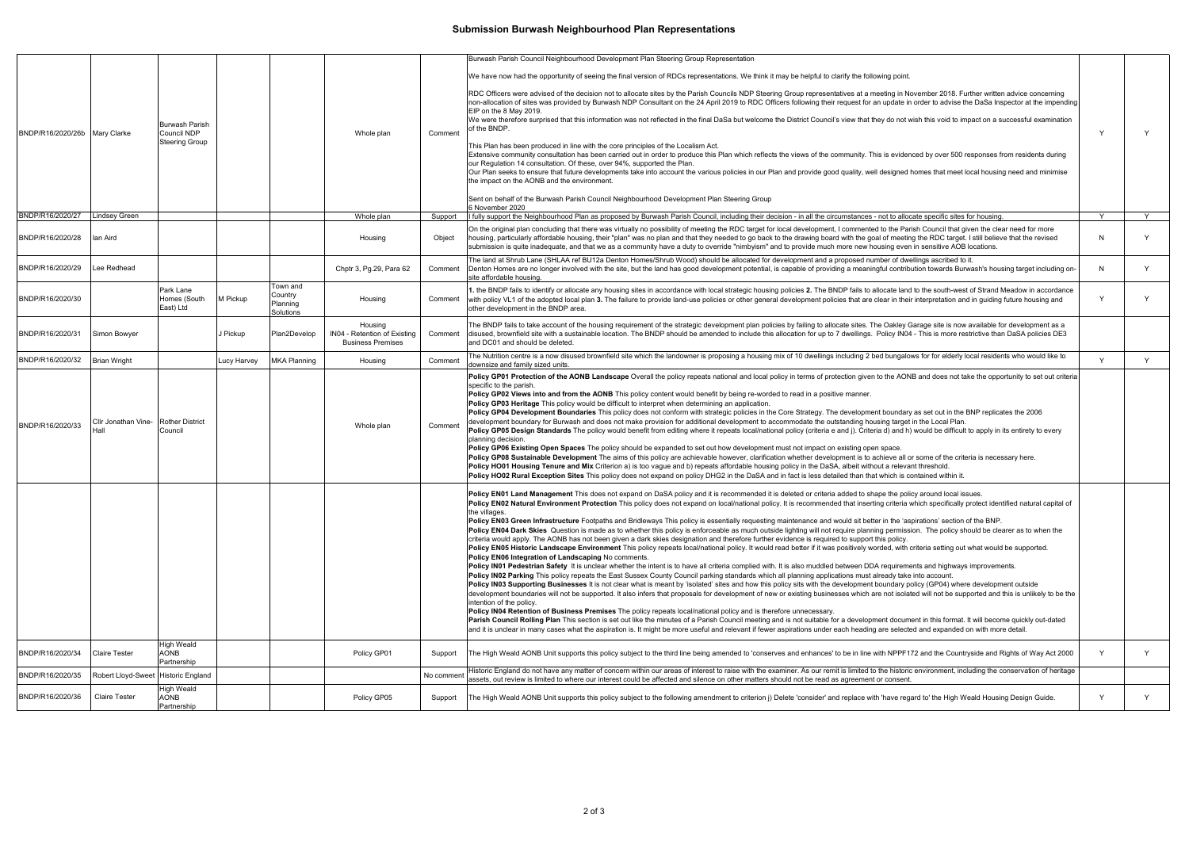## Submission Burwash Neighbourhood Plan Representations

| | | | | | | | | | |
|---|---|---|---|---|---|---|---|---|---|
| BNDP/R16/2020/26b | Mary Clarke | Burwash Parish Council NDP Steering Group | | | Whole plan | Comment | Burwash Parish Council Neighbourhood Development Plan Steering Group Representation<br><br>We have now had the opportunity of seeing the final version of RDCs representations. We think it may be helpful to clarify the following point.<br><br>RDC Officers were advised of the decision not to allocate sites by the Parish Councils NDP Steering Group representatives at a meeting in November 2018. Further written advice concerning non-allocation of sites was provided by Burwash NDP Consultant on the 24 April 2019 to RDC Officers following their request for an update in order to advise the DaSa Inspector at the impending EIP on the 8 May 2019.<br>We were therefore surprised that this information was not reflected in the final DaSa but welcome the District Council's view that they do not wish this void to impact on a successful examination of the BNDP.<br><br>This Plan has been produced in line with the core principles of the Localism Act.<br>Extensive community consultation has been carried out in order to produce this Plan which reflects the views of the community. This is evidenced by over 500 responses from residents during our Regulation 14 consultation. Of these, over 94%, supported the Plan.<br>Our Plan seeks to ensure that future developments take into account the various policies in our Plan and provide good quality, well designed homes that meet local housing need and minimise the impact on the AONB and the environment.<br><br>Sent on behalf of the Burwash Parish Council Neighbourhood Development Plan Steering Group<br>6 November 2020 | Y | Y |
| BNDP/R16/2020/27 | Lindsey Green | | | | Whole plan | Support | I fully support the Neighbourhood Plan as proposed by Burwash Parish Council, including their decision - in all the circumstances - not to allocate specific sites for housing. | Y | Y |
| BNDP/R16/2020/28 | Ian Aird | | | | Housing | Object | On the original plan concluding that there was virtually no possibility of meeting the RDC target for local development, I commented to the Parish Council that given the clear need for more housing, particularly affordable housing, their "plan" was no plan and that they needed to go back to the drawing board with the goal of meeting the RDC target. I still believe that the revised submission is quite inadequate, and that we as a community have a duty to override "nimbyism" and to provide much more new housing even in sensitive AOB locations. | N | Y |
| BNDP/R16/2020/29 | Lee Redhead | | | | Chptr 3, Pg.29, Para 62 | Comment | The land at Shrub Lane (SHLAA ref BU12a Denton Homes/Shrub Wood) should be allocated for development and a proposed number of dwellings ascribed to it.<br>Denton Homes are no longer involved with the site, but the land has good development potential, is capable of providing a meaningful contribution towards Burwash's housing target including on-site affordable housing. | N | Y |
| BNDP/R16/2020/30 | | Park Lane Homes (South East) Ltd | M Pickup | Town and Country Planning Solutions | Housing | Comment | **1.** the BNDP fails to identify or allocate any housing sites in accordance with local strategic housing policies **2.** The BNDP fails to allocate land to the south-west of Strand Meadow in accordance with policy VL1 of the adopted local plan **3.** The failure to provide land-use policies or other general development policies that are clear in their interpretation and in guiding future housing and other development in the BNDP area. | Y | Y |
| BNDP/R16/2020/31 | Simon Bowyer | | J Pickup | Plan2Develop | Housing<br>IN04 - Retention of Existing Business Premises | Comment | The BNDP fails to take account of the housing requirement of the strategic development plan policies by failing to allocate sites. The Oakley Garage site is now available for development as a disused, brownfield site with a sustainable location. The BNDP should be amended to include this allocation for up to 7 dwellings. Policy IN04 - This is more restrictive than DaSA policies DE3 and DC01 and should be deleted. | | |
| BNDP/R16/2020/32 | Brian Wright | | Lucy Harvey | MKA Planning | Housing | Comment | The Nutrition centre is a now disused brownfield site which the landowner is proposing a housing mix of 10 dwellings including 2 bed bungalows for for elderly local residents who would like to downsize and family sized units. | Y | Y |
| BNDP/R16/2020/33 | Cllr Jonathan Vine-Hall | Rother District Council | | | Whole plan | Comment | **Policy GP01 Protection of the AONB Landscape** Overall the policy repeats national and local policy in terms of protection given to the AONB and does not take the opportunity to set out criteria specific to the parish.<br>**Policy GP02 Views into and from the AONB** This policy content would benefit by being re-worded to read in a positive manner.<br>**Policy GP03 Heritage** This policy would be difficult to interpret when determining an application.<br>**Policy GP04 Development Boundaries** This policy does not conform with strategic policies in the Core Strategy. The development boundary as set out in the BNP replicates the 2006 development boundary for Burwash and does not make provision for additional development to accommodate the outstanding housing target in the Local Plan.<br>**Policy GP05 Design Standards** The policy would benefit from editing where it repeats local/national policy (criteria e and j). Criteria d) and h) would be difficult to apply in its entirety to every planning decision.<br>**Policy GP06 Existing Open Spaces** The policy should be expanded to set out how development must not impact on existing open space.<br>**Policy GP08 Sustainable Development** The aims of this policy are achievable however, clarification whether development is to achieve all or some of the criteria is necessary here.<br>**Policy HO01 Housing Tenure and Mix** Criterion a) is too vague and b) repeats affordable housing policy in the DaSA, albeit without a relevant threshold.<br>**Policy HO02 Rural Exception Sites** This policy does not expand on policy DHG2 in the DaSA and in fact is less detailed than that which is contained within it. | | |
| | | | | | | | **Policy EN01 Land Management** This does not expand on DaSA policy and it is recommended it is deleted or criteria added to shape the policy around local issues.<br>**Policy EN02 Natural Environment Protection** This policy does not expand on local/national policy. It is recommended that inserting criteria which specifically protect identified natural capital of the villages.<br>**Policy EN03 Green Infrastructure** Footpaths and Bridleways This policy is essentially requesting maintenance and would sit better in the 'aspirations' section of the BNP.<br>**Policy EN04 Dark Skies** Question is made as to whether this policy is enforceable as much outside lighting will not require planning permission. The policy should be clearer as to when the criteria would apply. The AONB has not been given a dark skies designation and therefore further evidence is required to support this policy.<br>**Policy EN05 Historic Landscape Environment** This policy repeats local/national policy. It would read better if it was positively worded, with criteria setting out what would be supported.<br>**Policy EN06 Integration of Landscaping** No comments.<br>**Policy IN01 Pedestrian Safety** It is unclear whether the intent is to have all criteria complied with. It is also muddled between DDA requirements and highways improvements.<br>**Policy IN02 Parking** This policy repeats the East Sussex County Council parking standards which all planning applications must already take into account.<br>**Policy IN03 Supporting Businesses** It is not clear what is meant by 'isolated' sites and how this policy sits with the development boundary policy (GP04) where development outside development boundaries will not be supported. It also infers that proposals for development of new or existing businesses which are not isolated will not be supported and this is unlikely to be the intention of the policy.<br>**Policy IN04 Retention of Business Premises** The policy repeats local/national policy and is therefore unnecessary.<br>**Parish Council Rolling Plan** This section is set out like the minutes of a Parish Council meeting and is not suitable for a development document in this format. It will become quickly out-dated and it is unclear in many cases what the aspiration is. It might be more useful and relevant if fewer aspirations under each heading are selected and expanded on with more detail. | | |
| BNDP/R16/2020/34 | Claire Tester | High Weald AONB Partnership | | | Policy GP01 | Support | The High Weald AONB Unit supports this policy subject to the third line being amended to 'conserves and enhances' to be in line with NPPF172 and the Countryside and Rights of Way Act 2000 | Y | Y |
| BNDP/R16/2020/35 | Robert Lloyd-Sweet | Historic England | | | | No comment | Historic England do not have any matter of concern within our areas of interest to raise with the examiner. As our remit is limited to the historic environment, including the conservation of heritage assets, out review is limited to where our interest could be affected and silence on other matters should not be read as agreement or consent. | | |
| BNDP/R16/2020/36 | Claire Tester | High Weald AONB Partnership | | | Policy GP05 | Support | The High Weald AONB Unit supports this policy subject to the following amendment to criterion j) Delete 'consider' and replace with 'have regard to' the High Weald Housing Design Guide. | Y | Y |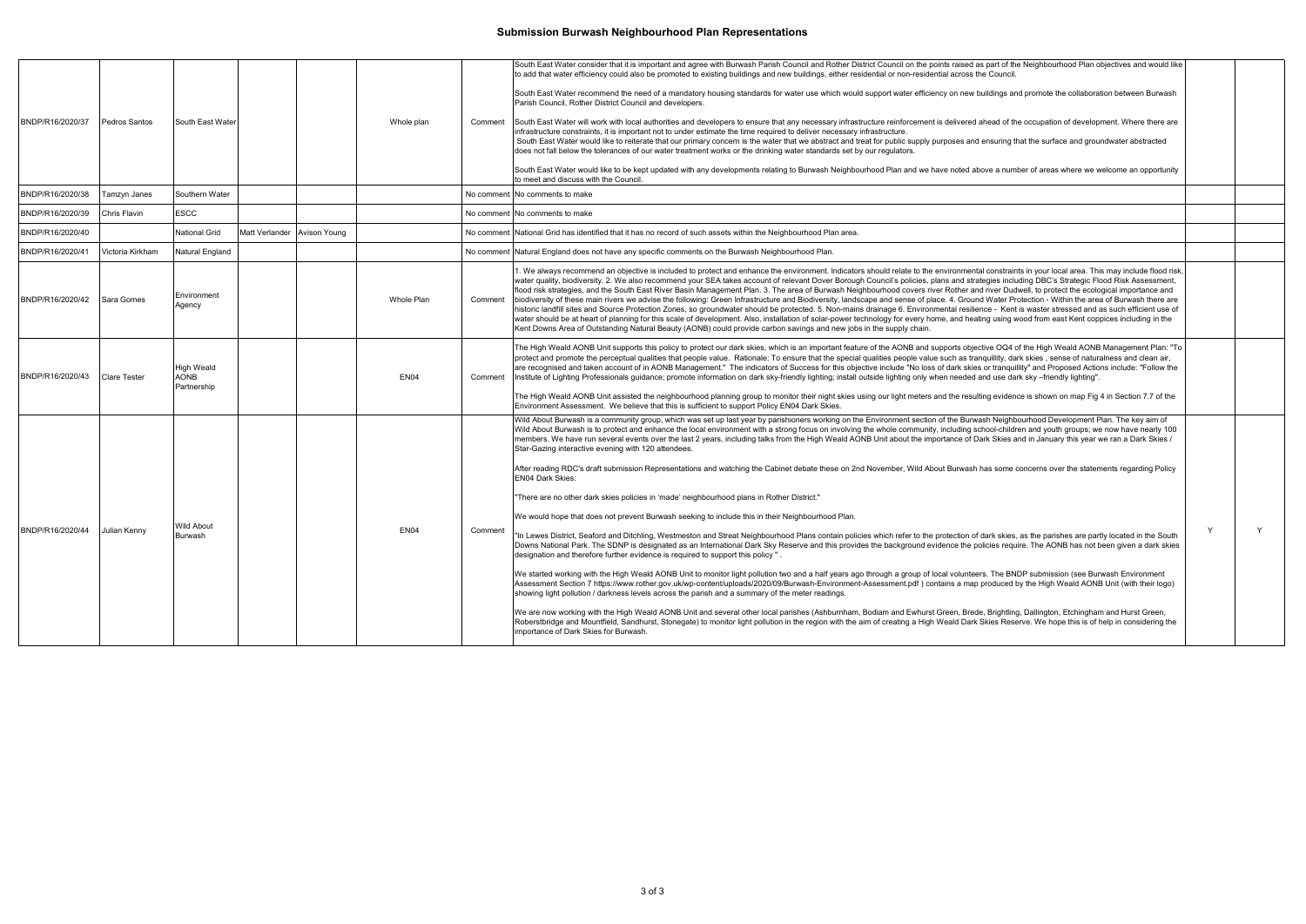# Submission Burwash Neighbourhood Plan Representations

| | | | | | | | | | |
|---|---|---|---|---|---|---|---|---|---|
| BNDP/R16/2020/37 | Pedros Santos | South East Water | | | Whole plan | Comment | South East Water consider that it is important and agree with Burwash Parish Council and Rother District Council on the points raised as part of the Neighbourhood Plan objectives and would like to add that water efficiency could also be promoted to existing buildings and new buildings, either residential or non-residential across the Council.<br><br>South East Water recommend the need of a mandatory housing standards for water use which would support water efficiency on new buildings and promote the collaboration between Burwash Parish Council, Rother District Council and developers.<br><br>South East Water will work with local authorities and developers to ensure that any necessary infrastructure reinforcement is delivered ahead of the occupation of development. Where there are infrastructure constraints, it is important not to under estimate the time required to deliver necessary infrastructure.<br>South East Water would like to reiterate that our primary concern is the water that we abstract and treat for public supply purposes and ensuring that the surface and groundwater abstracted does not fall below the tolerances of our water treatment works or the drinking water standards set by our regulators.<br><br>South East Water would like to be kept updated with any developments relating to Burwash Neighbourhood Plan and we have noted above a number of areas where we welcome an opportunity to meet and discuss with the Council. | | |
| BNDP/R16/2020/38 | Tamzyn Janes | Southern Water | | | | No comment | No comments to make | | |
| BNDP/R16/2020/39 | Chris Flavin | ESCC | | | | No comment | No comments to make | | |
| BNDP/R16/2020/40 | | National Grid | Matt Verlander | Avison Young | | No comment | National Grid has identified that it has no record of such assets within the Neighbourhood Plan area. | | |
| BNDP/R16/2020/41 | Victoria Kirkham | Natural England | | | | No comment | Natural England does not have any specific comments on the Burwash Neighbourhood Plan. | | |
| BNDP/R16/2020/42 | Sara Gomes | Environment Agency | | | Whole Plan | Comment | 1. We always recommend an objective is included to protect and enhance the environment. Indicators should relate to the environmental constraints in your local area. This may include flood risk, water quality, biodiversity. 2. We also recommend your SEA takes account of relevant Dover Borough Council's policies, plans and strategies including DBC's Strategic Flood Risk Assessment, flood risk strategies, and the South East River Basin Management Plan. 3. The area of Burwash Neighbourhood covers river Rother and river Dudwell, to protect the ecological importance and biodiversity of these main rivers we advise the following: Green Infrastructure and Biodiversity, landscape and sense of place. 4. Ground Water Protection - Within the area of Burwash there are historic landfill sites and Source Protection Zones, so groundwater should be protected. 5. Non-mains drainage 6. Environmental resilience - Kent is waster stressed and as such efficient use of water should be at heart of planning for this scale of development. Also, installation of solar-power technology for every home, and heating using wood from east Kent coppices including in the Kent Downs Area of Outstanding Natural Beauty (AONB) could provide carbon savings and new jobs in the supply chain. | | |
| BNDP/R16/2020/43 | Clare Tester | High Weald AONB Partnership | | | EN04 | Comment | The High Weald AONB Unit supports this policy to protect our dark skies, which is an important feature of the AONB and supports objective OQ4 of the High Weald AONB Management Plan: "To protect and promote the perceptual qualities that people value. Rationale: To ensure that the special qualities people value such as tranquillity, dark skies , sense of naturalness and clean air, are recognised and taken account of in AONB Management." The indicators of Success for this objective include "No loss of dark skies or tranquillity" and Proposed Actions include: "Follow the Institute of Lighting Professionals guidance; promote information on dark sky-friendly lighting; install outside lighting only when needed and use dark sky –friendly lighting".<br><br>The High Weald AONB Unit assisted the neighbourhood planning group to monitor their night skies using our light meters and the resulting evidence is shown on map Fig 4 in Section 7.7 of the Environment Assessment. We believe that this is sufficient to support Policy EN04 Dark Skies. | | |
| BNDP/R16/2020/44 | Julian Kenny | Wild About Burwash | | | EN04 | Comment | Wild About Burwash is a community group, which was set up last year by parishioners working on the Environment section of the Burwash Neighbourhood Development Plan. The key aim of Wild About Burwash is to protect and enhance the local environment with a strong focus on involving the whole community, including school-children and youth groups; we now have nearly 100 members. We have run several events over the last 2 years, including talks from the High Weald AONB Unit about the importance of Dark Skies and in January this year we ran a Dark Skies / Star-Gazing interactive evening with 120 attendees.<br><br>After reading RDC's draft submission Representations and watching the Cabinet debate these on 2nd November, Wild About Burwash has some concerns over the statements regarding Policy EN04 Dark Skies:<br><br>"There are no other dark skies policies in 'made' neighbourhood plans in Rother District."<br><br>We would hope that does not prevent Burwash seeking to include this in their Neighbourhood Plan.<br><br>"In Lewes District, Seaford and Ditchling, Westmeston and Streat Neighbourhood Plans contain policies which refer to the protection of dark skies, as the parishes are partly located in the South Downs National Park. The SDNP is designated as an International Dark Sky Reserve and this provides the background evidence the policies require. The AONB has not been given a dark skies designation and therefore further evidence is required to support this policy " .<br><br>We started working with the High Weald AONB Unit to monitor light pollution two and a half years ago through a group of local volunteers. The BNDP submission (see Burwash Environment Assessment Section 7 https://www.rother.gov.uk/wp-content/uploads/2020/09/Burwash-Environment-Assessment.pdf ) contains a map produced by the High Weald AONB Unit (with their logo) showing light pollution / darkness levels across the parish and a summary of the meter readings.<br><br>We are now working with the High Weald AONB Unit and several other local parishes (Ashburnham, Bodiam and Ewhurst Green, Brede, Brightling, Dallington, Etchingham and Hurst Green, Robertsbridge and Mountfield, Sandhurst, Stonegate) to monitor light pollution in the region with the aim of creating a High Weald Dark Skies Reserve. We hope this is of help in considering the importance of Dark Skies for Burwash. | Y | Y |